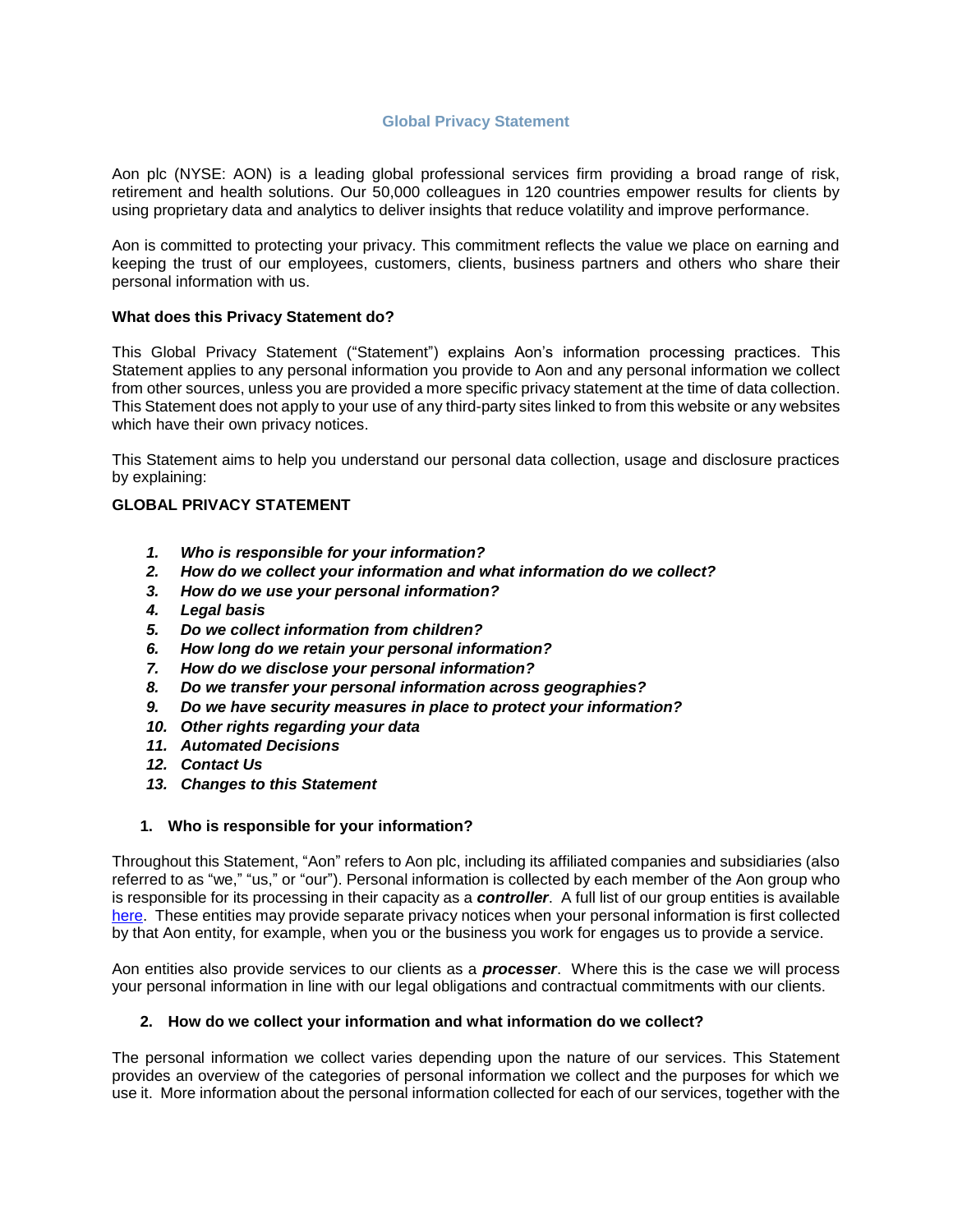# Global Privacy Statement

Aon plc (NYSE: AON) is a leading global professional services firm providing a broad range of risk, retirement and health solutions. Our 50,000 colleagues in 120 countries empower results for clients by using proprietary data and analytics to deliver insights that reduce volatility and improve performance.

Aon is committed to protecting your privacy. This commitment reflects the value we place on earning and keeping the trust of our employees, customers, clients, business partners and others who share their personal information with us.

**What does this Privacy Statement do?**

This Global Privacy Statement ("Statement") explains Aon's information processing practices. This Statement applies to any personal information you provide to Aon and any personal information we collect from other sources, unless you are provided a more specific privacy statement at the time of data collection. This Statement does not apply to your use of any third-party sites linked to from this website or any websites which have their own privacy notices.

This Statement aims to help you understand our personal data collection, usage and disclosure practices by explaining:

**GLOBAL PRIVACY STATEMENT**

1. ***Who is responsible for your information?***
2. ***How do we collect your information and what information do we collect?***
3. ***How do we use your personal information?***
4. ***Legal basis***
5. ***Do we collect information from children?***
6. ***How long do we retain your personal information?***
7. ***How do we disclose your personal information?***
8. ***Do we transfer your personal information across geographies?***
9. ***Do we have security measures in place to protect your information?***
10. ***Other rights regarding your data***
11. ***Automated Decisions***
12. ***Contact Us***
13. ***Changes to this Statement***

## 1. Who is responsible for your information?

Throughout this Statement, "Aon" refers to Aon plc, including its affiliated companies and subsidiaries (also referred to as "we," "us," or "our"). Personal information is collected by each member of the Aon group who is responsible for its processing in their capacity as a ***controller***. A full list of our group entities is available here. These entities may provide separate privacy notices when your personal information is first collected by that Aon entity, for example, when you or the business you work for engages us to provide a service.

Aon entities also provide services to our clients as a ***processer***. Where this is the case we will process your personal information in line with our legal obligations and contractual commitments with our clients.

## 2. How do we collect your information and what information do we collect?

The personal information we collect varies depending upon the nature of our services. This Statement provides an overview of the categories of personal information we collect and the purposes for which we use it. More information about the personal information collected for each of our services, together with the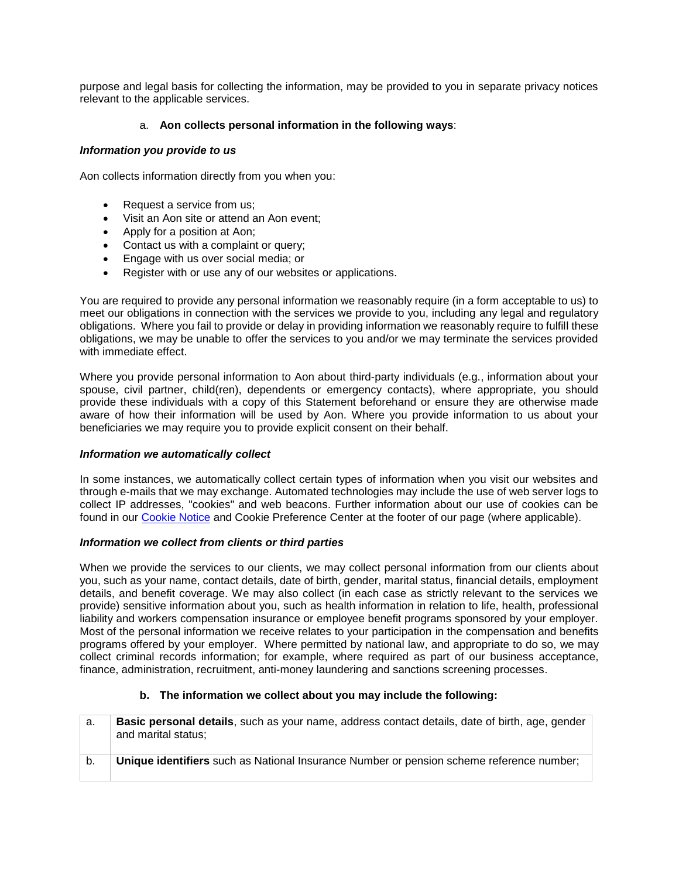purpose and legal basis for collecting the information, may be provided to you in separate privacy notices relevant to the applicable services.

### a. **Aon collects personal information in the following ways**:

***Information you provide to us***

Aon collects information directly from you when you:

- Request a service from us;
- Visit an Aon site or attend an Aon event;
- Apply for a position at Aon;
- Contact us with a complaint or query;
- Engage with us over social media; or
- Register with or use any of our websites or applications.

You are required to provide any personal information we reasonably require (in a form acceptable to us) to meet our obligations in connection with the services we provide to you, including any legal and regulatory obligations. Where you fail to provide or delay in providing information we reasonably require to fulfill these obligations, we may be unable to offer the services to you and/or we may terminate the services provided with immediate effect.

Where you provide personal information to Aon about third-party individuals (e.g., information about your spouse, civil partner, child(ren), dependents or emergency contacts), where appropriate, you should provide these individuals with a copy of this Statement beforehand or ensure they are otherwise made aware of how their information will be used by Aon. Where you provide information to us about your beneficiaries we may require you to provide explicit consent on their behalf.

***Information we automatically collect***

In some instances, we automatically collect certain types of information when you visit our websites and through e-mails that we may exchange. Automated technologies may include the use of web server logs to collect IP addresses, "cookies" and web beacons. Further information about our use of cookies can be found in our Cookie Notice and Cookie Preference Center at the footer of our page (where applicable).

***Information we collect from clients or third parties***

When we provide the services to our clients, we may collect personal information from our clients about you, such as your name, contact details, date of birth, gender, marital status, financial details, employment details, and benefit coverage. We may also collect (in each case as strictly relevant to the services we provide) sensitive information about you, such as health information in relation to life, health, professional liability and workers compensation insurance or employee benefit programs sponsored by your employer. Most of the personal information we receive relates to your participation in the compensation and benefits programs offered by your employer. Where permitted by national law, and appropriate to do so, we may collect criminal records information; for example, where required as part of our business acceptance, finance, administration, recruitment, anti-money laundering and sanctions screening processes.

### b. **The information we collect about you may include the following:**

| | |
|---|---|
| a. | **Basic personal details**, such as your name, address contact details, date of birth, age, gender and marital status; |
| b. | **Unique identifiers** such as National Insurance Number or pension scheme reference number; |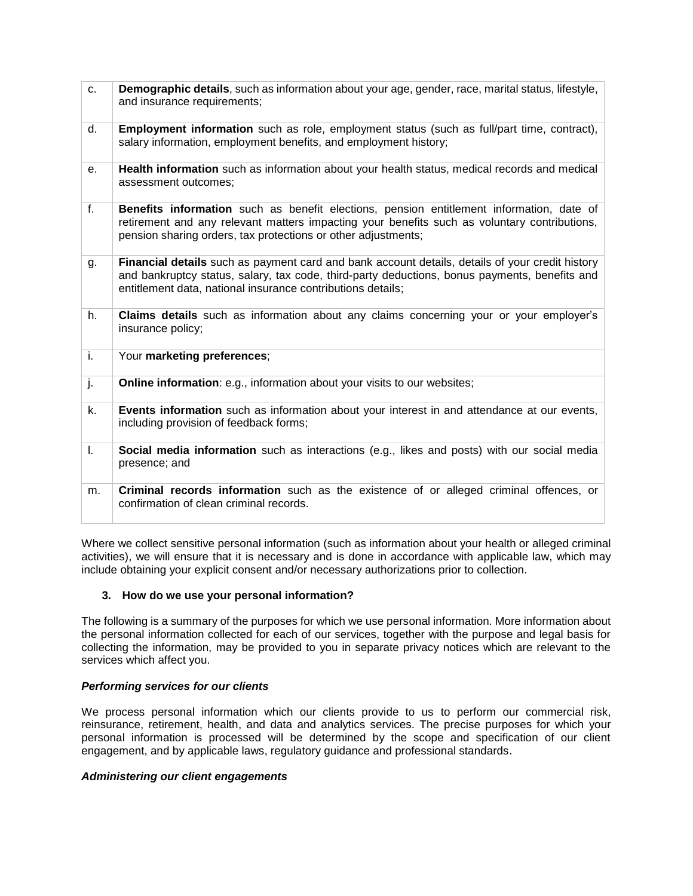| | |
|---|---|
| c. | **Demographic details**, such as information about your age, gender, race, marital status, lifestyle, and insurance requirements; |
| d. | **Employment information** such as role, employment status (such as full/part time, contract), salary information, employment benefits, and employment history; |
| e. | **Health information** such as information about your health status, medical records and medical assessment outcomes; |
| f. | **Benefits information** such as benefit elections, pension entitlement information, date of retirement and any relevant matters impacting your benefits such as voluntary contributions, pension sharing orders, tax protections or other adjustments; |
| g. | **Financial details** such as payment card and bank account details, details of your credit history and bankruptcy status, salary, tax code, third-party deductions, bonus payments, benefits and entitlement data, national insurance contributions details; |
| h. | **Claims details** such as information about any claims concerning your or your employer's insurance policy; |
| i. | Your **marketing preferences**; |
| j. | **Online information**: e.g., information about your visits to our websites; |
| k. | **Events information** such as information about your interest in and attendance at our events, including provision of feedback forms; |
| l. | **Social media information** such as interactions (e.g., likes and posts) with our social media presence; and |
| m. | **Criminal records information** such as the existence of or alleged criminal offences, or confirmation of clean criminal records. |

Where we collect sensitive personal information (such as information about your health or alleged criminal activities), we will ensure that it is necessary and is done in accordance with applicable law, which may include obtaining your explicit consent and/or necessary authorizations prior to collection.

## 3. How do we use your personal information?

The following is a summary of the purposes for which we use personal information. More information about the personal information collected for each of our services, together with the purpose and legal basis for collecting the information, may be provided to you in separate privacy notices which are relevant to the services which affect you.

***Performing services for our clients***

We process personal information which our clients provide to us to perform our commercial risk, reinsurance, retirement, health, and data and analytics services. The precise purposes for which your personal information is processed will be determined by the scope and specification of our client engagement, and by applicable laws, regulatory guidance and professional standards.

***Administering our client engagements***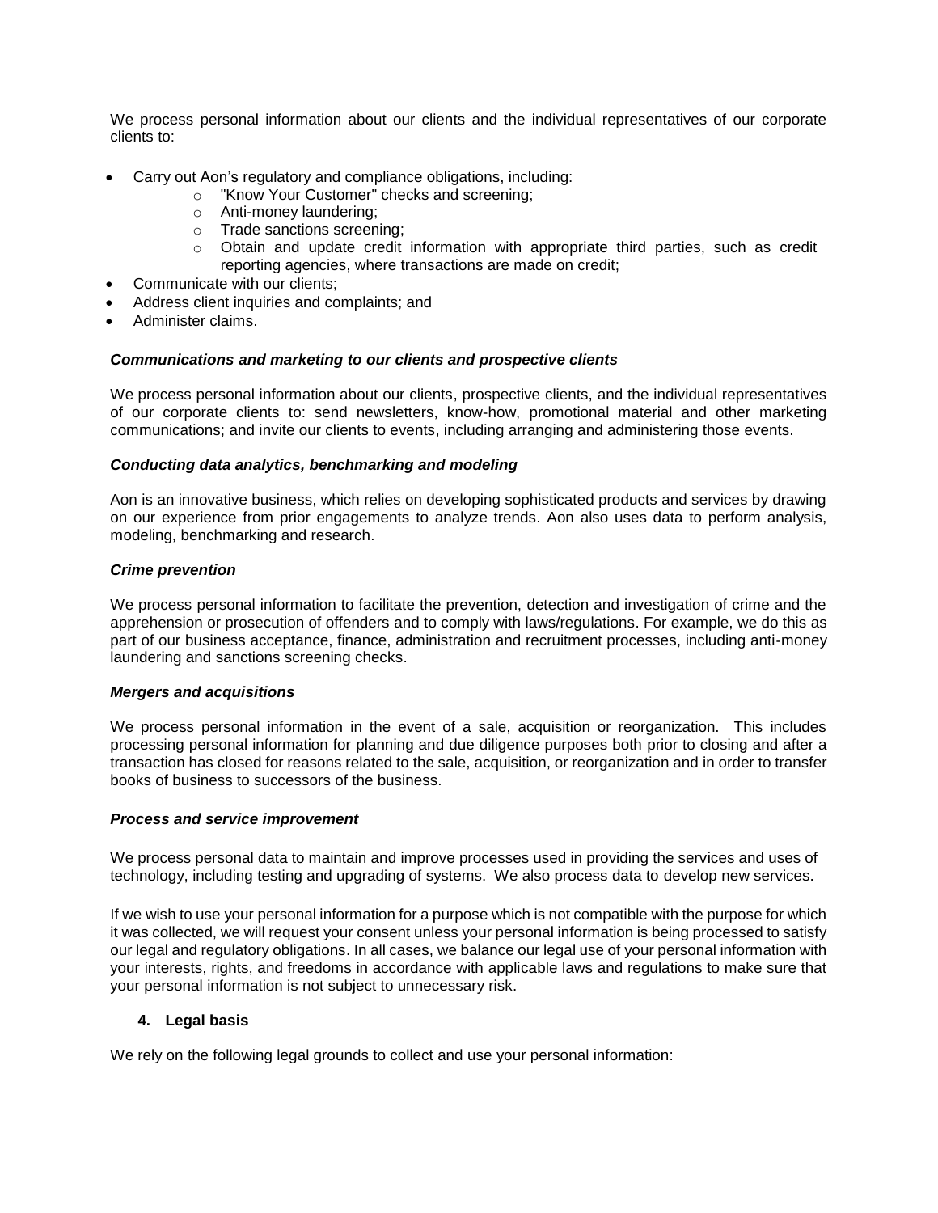We process personal information about our clients and the individual representatives of our corporate clients to:

- Carry out Aon's regulatory and compliance obligations, including:
    - "Know Your Customer" checks and screening;
    - Anti-money laundering;
    - Trade sanctions screening;
    - Obtain and update credit information with appropriate third parties, such as credit reporting agencies, where transactions are made on credit;
- Communicate with our clients;
- Address client inquiries and complaints; and
- Administer claims.

***Communications and marketing to our clients and prospective clients***

We process personal information about our clients, prospective clients, and the individual representatives of our corporate clients to: send newsletters, know-how, promotional material and other marketing communications; and invite our clients to events, including arranging and administering those events.

***Conducting data analytics, benchmarking and modeling***

Aon is an innovative business, which relies on developing sophisticated products and services by drawing on our experience from prior engagements to analyze trends. Aon also uses data to perform analysis, modeling, benchmarking and research.

***Crime prevention***

We process personal information to facilitate the prevention, detection and investigation of crime and the apprehension or prosecution of offenders and to comply with laws/regulations. For example, we do this as part of our business acceptance, finance, administration and recruitment processes, including anti-money laundering and sanctions screening checks.

***Mergers and acquisitions***

We process personal information in the event of a sale, acquisition or reorganization. This includes processing personal information for planning and due diligence purposes both prior to closing and after a transaction has closed for reasons related to the sale, acquisition, or reorganization and in order to transfer books of business to successors of the business.

***Process and service improvement***

We process personal data to maintain and improve processes used in providing the services and uses of technology, including testing and upgrading of systems. We also process data to develop new services.

If we wish to use your personal information for a purpose which is not compatible with the purpose for which it was collected, we will request your consent unless your personal information is being processed to satisfy our legal and regulatory obligations. In all cases, we balance our legal use of your personal information with your interests, rights, and freedoms in accordance with applicable laws and regulations to make sure that your personal information is not subject to unnecessary risk.

## 4. Legal basis

We rely on the following legal grounds to collect and use your personal information: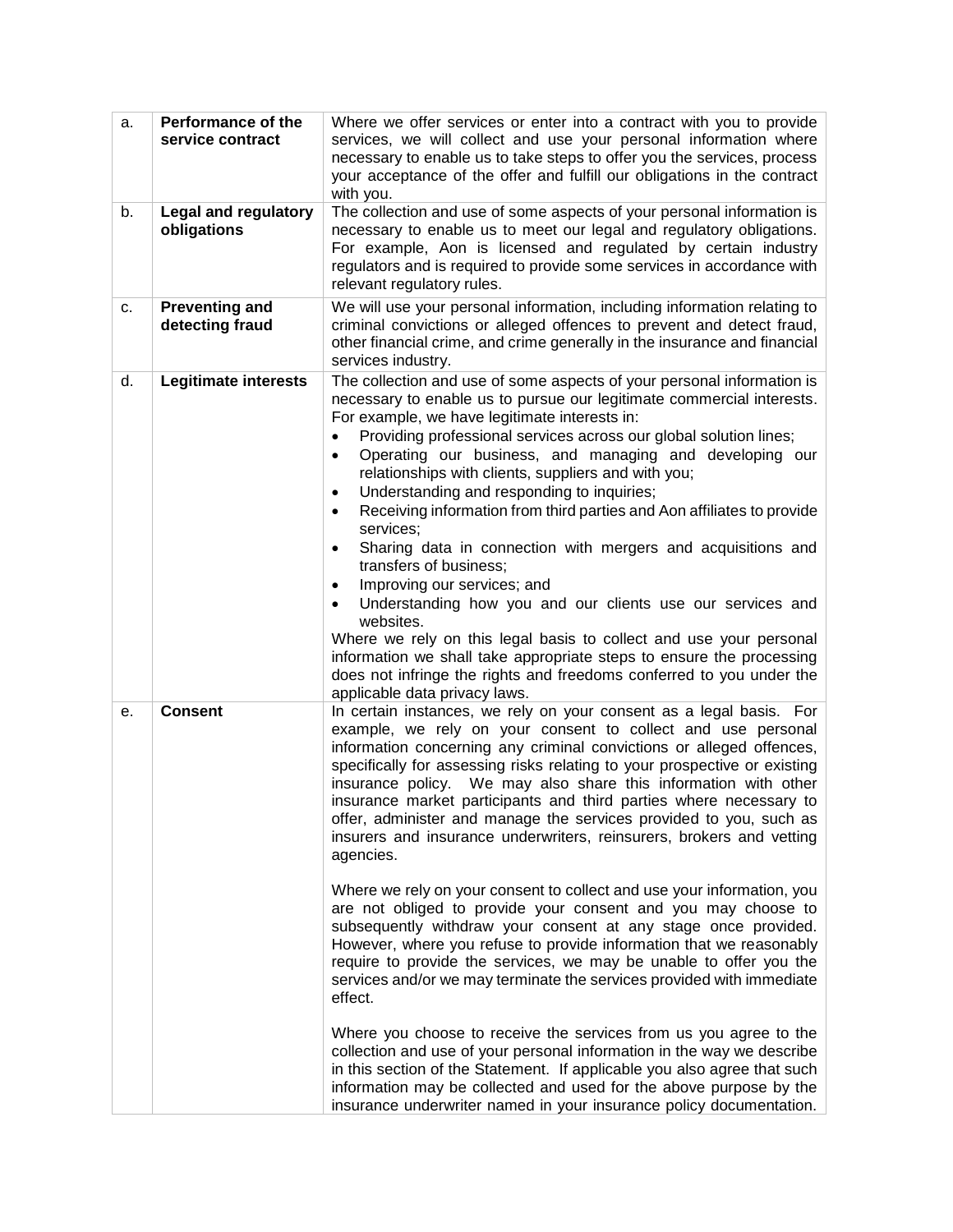| a. | **Performance of the service contract** | Where we offer services or enter into a contract with you to provide services, we will collect and use your personal information where necessary to enable us to take steps to offer you the services, process your acceptance of the offer and fulfill our obligations in the contract with you. |
|---|---|---|
| b. | **Legal and regulatory obligations** | The collection and use of some aspects of your personal information is necessary to enable us to meet our legal and regulatory obligations. For example, Aon is licensed and regulated by certain industry regulators and is required to provide some services in accordance with relevant regulatory rules. |
| c. | **Preventing and detecting fraud** | We will use your personal information, including information relating to criminal convictions or alleged offences to prevent and detect fraud, other financial crime, and crime generally in the insurance and financial services industry. |
| d. | **Legitimate interests** | The collection and use of some aspects of your personal information is necessary to enable us to pursue our legitimate commercial interests. For example, we have legitimate interests in:<br>• Providing professional services across our global solution lines;<br>• Operating our business, and managing and developing our relationships with clients, suppliers and with you;<br>• Understanding and responding to inquiries;<br>• Receiving information from third parties and Aon affiliates to provide services;<br>• Sharing data in connection with mergers and acquisitions and transfers of business;<br>• Improving our services; and<br>• Understanding how you and our clients use our services and websites.<br>Where we rely on this legal basis to collect and use your personal information we shall take appropriate steps to ensure the processing does not infringe the rights and freedoms conferred to you under the applicable data privacy laws. |
| e. | **Consent** | In certain instances, we rely on your consent as a legal basis. For example, we rely on your consent to collect and use personal information concerning any criminal convictions or alleged offences, specifically for assessing risks relating to your prospective or existing insurance policy. We may also share this information with other insurance market participants and third parties where necessary to offer, administer and manage the services provided to you, such as insurers and insurance underwriters, reinsurers, brokers and vetting agencies.<br><br>Where we rely on your consent to collect and use your information, you are not obliged to provide your consent and you may choose to subsequently withdraw your consent at any stage once provided. However, where you refuse to provide information that we reasonably require to provide the services, we may be unable to offer you the services and/or we may terminate the services provided with immediate effect.<br><br>Where you choose to receive the services from us you agree to the collection and use of your personal information in the way we describe in this section of the Statement. If applicable you also agree that such information may be collected and used for the above purpose by the insurance underwriter named in your insurance policy documentation. |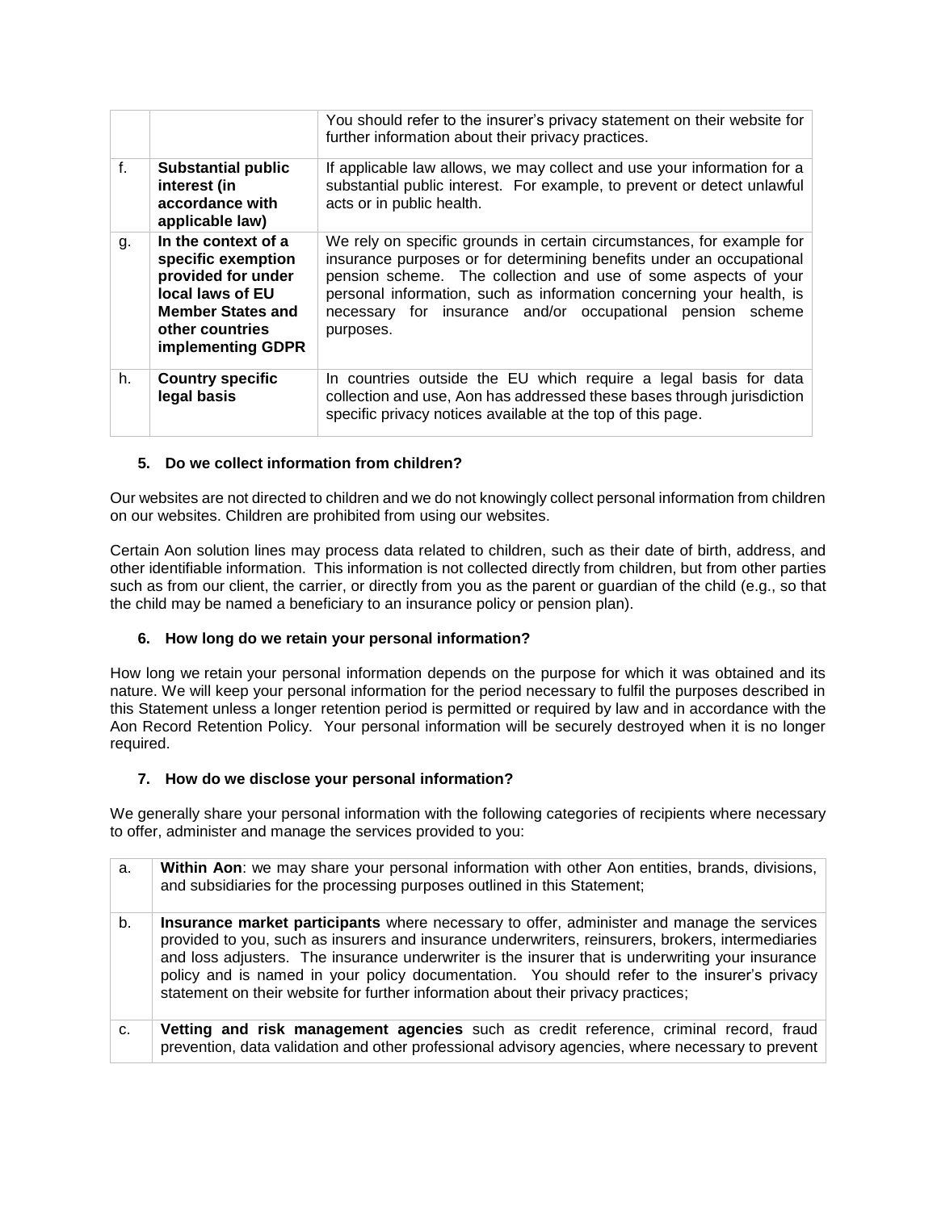| | | |
|---|---|---|
| | | You should refer to the insurer's privacy statement on their website for further information about their privacy practices. |
| f. | **Substantial public interest (in accordance with applicable law)** | If applicable law allows, we may collect and use your information for a substantial public interest. For example, to prevent or detect unlawful acts or in public health. |
| g. | **In the context of a specific exemption provided for under local laws of EU Member States and other countries implementing GDPR** | We rely on specific grounds in certain circumstances, for example for insurance purposes or for determining benefits under an occupational pension scheme. The collection and use of some aspects of your personal information, such as information concerning your health, is necessary for insurance and/or occupational pension scheme purposes. |
| h. | **Country specific legal basis** | In countries outside the EU which require a legal basis for data collection and use, Aon has addressed these bases through jurisdiction specific privacy notices available at the top of this page. |

### 5. Do we collect information from children?

Our websites are not directed to children and we do not knowingly collect personal information from children on our websites. Children are prohibited from using our websites.

Certain Aon solution lines may process data related to children, such as their date of birth, address, and other identifiable information. This information is not collected directly from children, but from other parties such as from our client, the carrier, or directly from you as the parent or guardian of the child (e.g., so that the child may be named a beneficiary to an insurance policy or pension plan).

### 6. How long do we retain your personal information?

How long we retain your personal information depends on the purpose for which it was obtained and its nature. We will keep your personal information for the period necessary to fulfil the purposes described in this Statement unless a longer retention period is permitted or required by law and in accordance with the Aon Record Retention Policy. Your personal information will be securely destroyed when it is no longer required.

### 7. How do we disclose your personal information?

We generally share your personal information with the following categories of recipients where necessary to offer, administer and manage the services provided to you:

| | |
|---|---|
| a. | **Within Aon**: we may share your personal information with other Aon entities, brands, divisions, and subsidiaries for the processing purposes outlined in this Statement; |
| b. | **Insurance market participants** where necessary to offer, administer and manage the services provided to you, such as insurers and insurance underwriters, reinsurers, brokers, intermediaries and loss adjusters. The insurance underwriter is the insurer that is underwriting your insurance policy and is named in your policy documentation. You should refer to the insurer's privacy statement on their website for further information about their privacy practices; |
| c. | **Vetting and risk management agencies** such as credit reference, criminal record, fraud prevention, data validation and other professional advisory agencies, where necessary to prevent |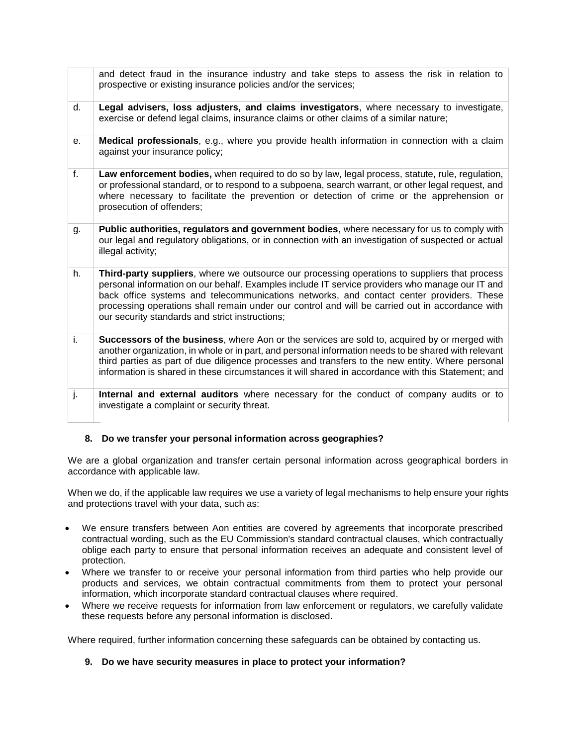| | |
|---|---|
| | and detect fraud in the insurance industry and take steps to assess the risk in relation to prospective or existing insurance policies and/or the services; |
| d. | **Legal advisers, loss adjusters, and claims investigators**, where necessary to investigate, exercise or defend legal claims, insurance claims or other claims of a similar nature; |
| e. | **Medical professionals**, e.g., where you provide health information in connection with a claim against your insurance policy; |
| f. | **Law enforcement bodies,** when required to do so by law, legal process, statute, rule, regulation, or professional standard, or to respond to a subpoena, search warrant, or other legal request, and where necessary to facilitate the prevention or detection of crime or the apprehension or prosecution of offenders; |
| g. | **Public authorities, regulators and government bodies**, where necessary for us to comply with our legal and regulatory obligations, or in connection with an investigation of suspected or actual illegal activity; |
| h. | **Third-party suppliers**, where we outsource our processing operations to suppliers that process personal information on our behalf. Examples include IT service providers who manage our IT and back office systems and telecommunications networks, and contact center providers. These processing operations shall remain under our control and will be carried out in accordance with our security standards and strict instructions; |
| i. | **Successors of the business**, where Aon or the services are sold to, acquired by or merged with another organization, in whole or in part, and personal information needs to be shared with relevant third parties as part of due diligence processes and transfers to the new entity. Where personal information is shared in these circumstances it will shared in accordance with this Statement; and |
| j. | **Internal and external auditors** where necessary for the conduct of company audits or to investigate a complaint or security threat. |

**8. Do we transfer your personal information across geographies?**

We are a global organization and transfer certain personal information across geographical borders in accordance with applicable law.

When we do, if the applicable law requires we use a variety of legal mechanisms to help ensure your rights and protections travel with your data, such as:

- We ensure transfers between Aon entities are covered by agreements that incorporate prescribed contractual wording, such as the EU Commission's standard contractual clauses, which contractually oblige each party to ensure that personal information receives an adequate and consistent level of protection.
- Where we transfer to or receive your personal information from third parties who help provide our products and services, we obtain contractual commitments from them to protect your personal information, which incorporate standard contractual clauses where required.
- Where we receive requests for information from law enforcement or regulators, we carefully validate these requests before any personal information is disclosed.

Where required, further information concerning these safeguards can be obtained by contacting us.

**9. Do we have security measures in place to protect your information?**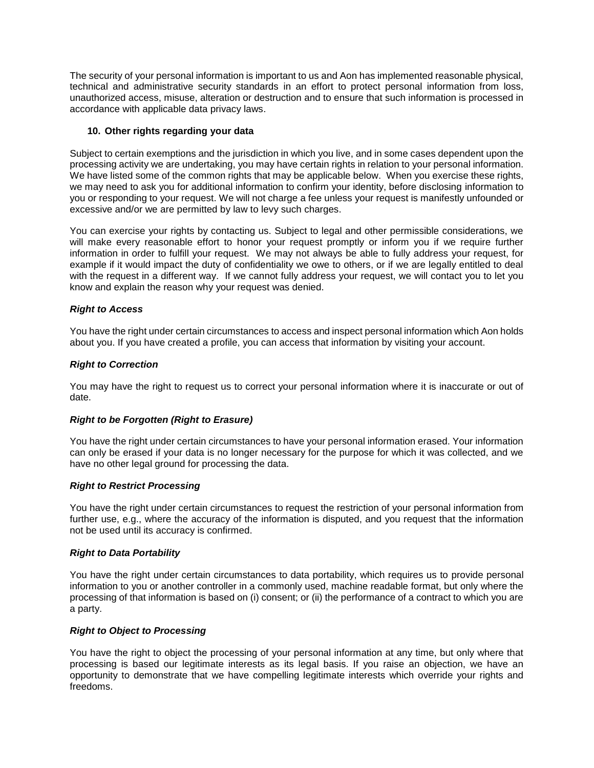The security of your personal information is important to us and Aon has implemented reasonable physical, technical and administrative security standards in an effort to protect personal information from loss, unauthorized access, misuse, alteration or destruction and to ensure that such information is processed in accordance with applicable data privacy laws.

### 10. Other rights regarding your data

Subject to certain exemptions and the jurisdiction in which you live, and in some cases dependent upon the processing activity we are undertaking, you may have certain rights in relation to your personal information. We have listed some of the common rights that may be applicable below. When you exercise these rights, we may need to ask you for additional information to confirm your identity, before disclosing information to you or responding to your request. We will not charge a fee unless your request is manifestly unfounded or excessive and/or we are permitted by law to levy such charges.

You can exercise your rights by contacting us. Subject to legal and other permissible considerations, we will make every reasonable effort to honor your request promptly or inform you if we require further information in order to fulfill your request. We may not always be able to fully address your request, for example if it would impact the duty of confidentiality we owe to others, or if we are legally entitled to deal with the request in a different way. If we cannot fully address your request, we will contact you to let you know and explain the reason why your request was denied.

***Right to Access***

You have the right under certain circumstances to access and inspect personal information which Aon holds about you. If you have created a profile, you can access that information by visiting your account.

***Right to Correction***

You may have the right to request us to correct your personal information where it is inaccurate or out of date.

***Right to be Forgotten (Right to Erasure)***

You have the right under certain circumstances to have your personal information erased. Your information can only be erased if your data is no longer necessary for the purpose for which it was collected, and we have no other legal ground for processing the data.

***Right to Restrict Processing***

You have the right under certain circumstances to request the restriction of your personal information from further use, e.g., where the accuracy of the information is disputed, and you request that the information not be used until its accuracy is confirmed.

***Right to Data Portability***

You have the right under certain circumstances to data portability, which requires us to provide personal information to you or another controller in a commonly used, machine readable format, but only where the processing of that information is based on (i) consent; or (ii) the performance of a contract to which you are a party.

***Right to Object to Processing***

You have the right to object the processing of your personal information at any time, but only where that processing is based our legitimate interests as its legal basis. If you raise an objection, we have an opportunity to demonstrate that we have compelling legitimate interests which override your rights and freedoms.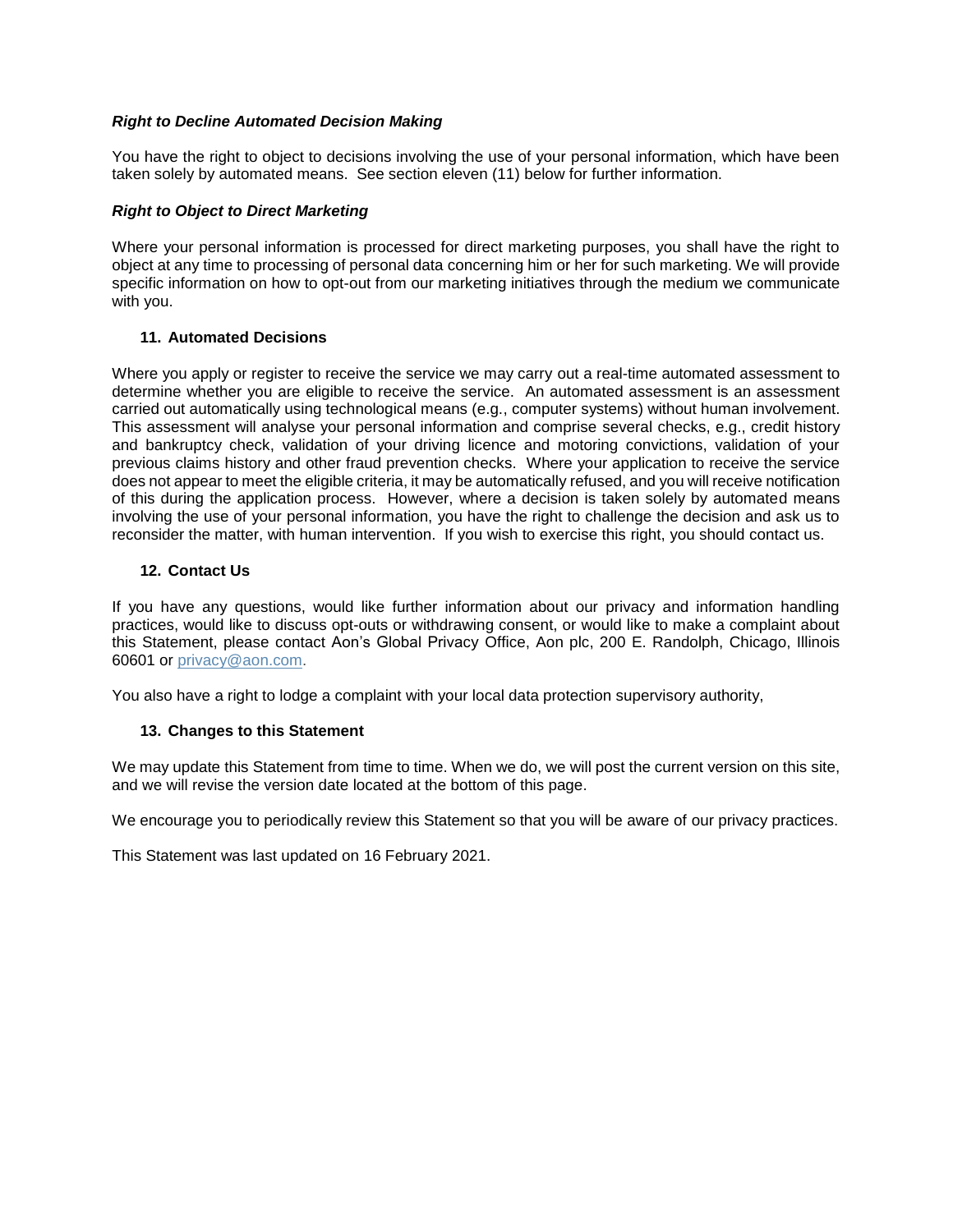***Right to Decline Automated Decision Making***

You have the right to object to decisions involving the use of your personal information, which have been taken solely by automated means. See section eleven (11) below for further information.

***Right to Object to Direct Marketing***

Where your personal information is processed for direct marketing purposes, you shall have the right to object at any time to processing of personal data concerning him or her for such marketing. We will provide specific information on how to opt-out from our marketing initiatives through the medium we communicate with you.

## 11. Automated Decisions

Where you apply or register to receive the service we may carry out a real-time automated assessment to determine whether you are eligible to receive the service. An automated assessment is an assessment carried out automatically using technological means (e.g., computer systems) without human involvement. This assessment will analyse your personal information and comprise several checks, e.g., credit history and bankruptcy check, validation of your driving licence and motoring convictions, validation of your previous claims history and other fraud prevention checks. Where your application to receive the service does not appear to meet the eligible criteria, it may be automatically refused, and you will receive notification of this during the application process. However, where a decision is taken solely by automated means involving the use of your personal information, you have the right to challenge the decision and ask us to reconsider the matter, with human intervention. If you wish to exercise this right, you should contact us.

## 12. Contact Us

If you have any questions, would like further information about our privacy and information handling practices, would like to discuss opt-outs or withdrawing consent, or would like to make a complaint about this Statement, please contact Aon's Global Privacy Office, Aon plc, 200 E. Randolph, Chicago, Illinois 60601 or privacy@aon.com.

You also have a right to lodge a complaint with your local data protection supervisory authority,

## 13. Changes to this Statement

We may update this Statement from time to time. When we do, we will post the current version on this site, and we will revise the version date located at the bottom of this page.

We encourage you to periodically review this Statement so that you will be aware of our privacy practices.

This Statement was last updated on 16 February 2021.